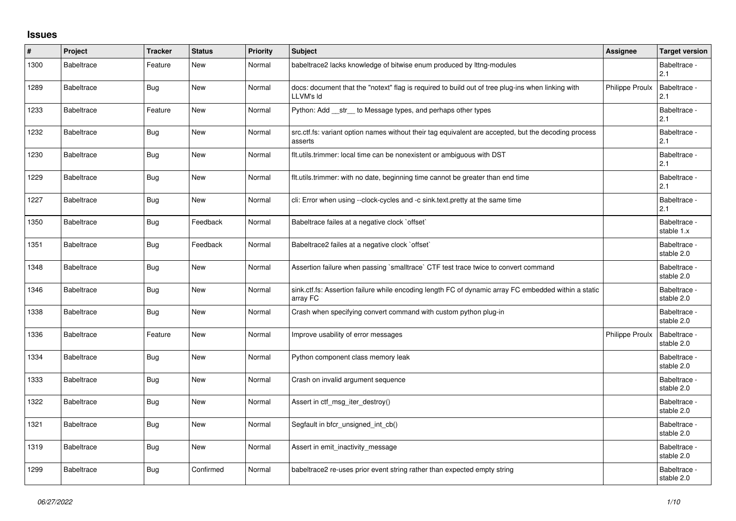## Issues

| # | Project | Tracker | Status | Priority | Subject | Assignee | Target version |
|---|---|---|---|---|---|---|---|
| 1300 | Babeltrace | Feature | New | Normal | babeltrace2 lacks knowledge of bitwise enum produced by lttng-modules | | Babeltrace - 2.1 |
| 1289 | Babeltrace | Bug | New | Normal | docs: document that the "notext" flag is required to build out of tree plug-ins when linking with LLVM's ld | Philippe Proulx | Babeltrace - 2.1 |
| 1233 | Babeltrace | Feature | New | Normal | Python: Add __str__ to Message types, and perhaps other types | | Babeltrace - 2.1 |
| 1232 | Babeltrace | Bug | New | Normal | src.ctf.fs: variant option names without their tag equivalent are accepted, but the decoding process asserts | | Babeltrace - 2.1 |
| 1230 | Babeltrace | Bug | New | Normal | flt.utils.trimmer: local time can be nonexistent or ambiguous with DST | | Babeltrace - 2.1 |
| 1229 | Babeltrace | Bug | New | Normal | flt.utils.trimmer: with no date, beginning time cannot be greater than end time | | Babeltrace - 2.1 |
| 1227 | Babeltrace | Bug | New | Normal | cli: Error when using --clock-cycles and -c sink.text.pretty at the same time | | Babeltrace - 2.1 |
| 1350 | Babeltrace | Bug | Feedback | Normal | Babeltrace failes at a negative clock `offset` | | Babeltrace - stable 1.x |
| 1351 | Babeltrace | Bug | Feedback | Normal | Babeltrace2 failes at a negative clock `offset` | | Babeltrace - stable 2.0 |
| 1348 | Babeltrace | Bug | New | Normal | Assertion failure when passing `smalltrace` CTF test trace twice to convert command | | Babeltrace - stable 2.0 |
| 1346 | Babeltrace | Bug | New | Normal | sink.ctf.fs: Assertion failure while encoding length FC of dynamic array FC embedded within a static array FC | | Babeltrace - stable 2.0 |
| 1338 | Babeltrace | Bug | New | Normal | Crash when specifying convert command with custom python plug-in | | Babeltrace - stable 2.0 |
| 1336 | Babeltrace | Feature | New | Normal | Improve usability of error messages | Philippe Proulx | Babeltrace - stable 2.0 |
| 1334 | Babeltrace | Bug | New | Normal | Python component class memory leak | | Babeltrace - stable 2.0 |
| 1333 | Babeltrace | Bug | New | Normal | Crash on invalid argument sequence | | Babeltrace - stable 2.0 |
| 1322 | Babeltrace | Bug | New | Normal | Assert in ctf_msg_iter_destroy() | | Babeltrace - stable 2.0 |
| 1321 | Babeltrace | Bug | New | Normal | Segfault in bfcr_unsigned_int_cb() | | Babeltrace - stable 2.0 |
| 1319 | Babeltrace | Bug | New | Normal | Assert in emit_inactivity_message | | Babeltrace - stable 2.0 |
| 1299 | Babeltrace | Bug | Confirmed | Normal | babeltrace2 re-uses prior event string rather than expected empty string | | Babeltrace - stable 2.0 |

*06/27/2022*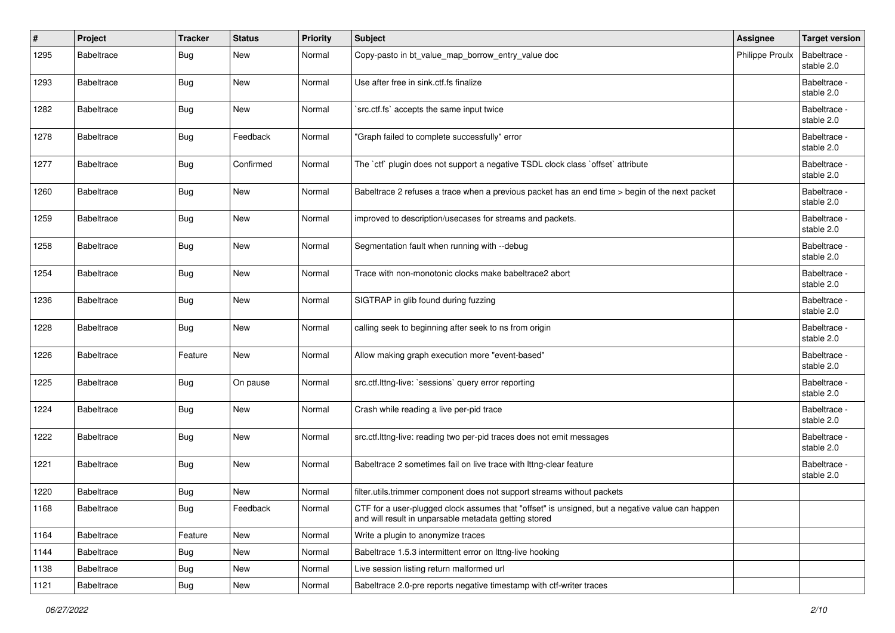| # | Project | Tracker | Status | Priority | Subject | Assignee | Target version |
|---|---|---|---|---|---|---|---|
| 1295 | Babeltrace | Bug | New | Normal | Copy-pasto in bt_value_map_borrow_entry_value doc | Philippe Proulx | Babeltrace - stable 2.0 |
| 1293 | Babeltrace | Bug | New | Normal | Use after free in sink.ctf.fs finalize | | Babeltrace - stable 2.0 |
| 1282 | Babeltrace | Bug | New | Normal | `src.ctf.fs` accepts the same input twice | | Babeltrace - stable 2.0 |
| 1278 | Babeltrace | Bug | Feedback | Normal | "Graph failed to complete successfully" error | | Babeltrace - stable 2.0 |
| 1277 | Babeltrace | Bug | Confirmed | Normal | The `ctf` plugin does not support a negative TSDL clock class `offset` attribute | | Babeltrace - stable 2.0 |
| 1260 | Babeltrace | Bug | New | Normal | Babeltrace 2 refuses a trace when a previous packet has an end time > begin of the next packet | | Babeltrace - stable 2.0 |
| 1259 | Babeltrace | Bug | New | Normal | improved to description/usecases for streams and packets. | | Babeltrace - stable 2.0 |
| 1258 | Babeltrace | Bug | New | Normal | Segmentation fault when running with --debug | | Babeltrace - stable 2.0 |
| 1254 | Babeltrace | Bug | New | Normal | Trace with non-monotonic clocks make babeltrace2 abort | | Babeltrace - stable 2.0 |
| 1236 | Babeltrace | Bug | New | Normal | SIGTRAP in glib found during fuzzing | | Babeltrace - stable 2.0 |
| 1228 | Babeltrace | Bug | New | Normal | calling seek to beginning after seek to ns from origin | | Babeltrace - stable 2.0 |
| 1226 | Babeltrace | Feature | New | Normal | Allow making graph execution more "event-based" | | Babeltrace - stable 2.0 |
| 1225 | Babeltrace | Bug | On pause | Normal | src.ctf.lttng-live: `sessions` query error reporting | | Babeltrace - stable 2.0 |
| 1224 | Babeltrace | Bug | New | Normal | Crash while reading a live per-pid trace | | Babeltrace - stable 2.0 |
| 1222 | Babeltrace | Bug | New | Normal | src.ctf.lttng-live: reading two per-pid traces does not emit messages | | Babeltrace - stable 2.0 |
| 1221 | Babeltrace | Bug | New | Normal | Babeltrace 2 sometimes fail on live trace with lttng-clear feature | | Babeltrace - stable 2.0 |
| 1220 | Babeltrace | Bug | New | Normal | filter.utils.trimmer component does not support streams without packets | | |
| 1168 | Babeltrace | Bug | Feedback | Normal | CTF for a user-plugged clock assumes that "offset" is unsigned, but a negative value can happen and will result in unparsable metadata getting stored | | |
| 1164 | Babeltrace | Feature | New | Normal | Write a plugin to anonymize traces | | |
| 1144 | Babeltrace | Bug | New | Normal | Babeltrace 1.5.3 intermittent error on lttng-live hooking | | |
| 1138 | Babeltrace | Bug | New | Normal | Live session listing return malformed url | | |
| 1121 | Babeltrace | Bug | New | Normal | Babeltrace 2.0-pre reports negative timestamp with ctf-writer traces | | |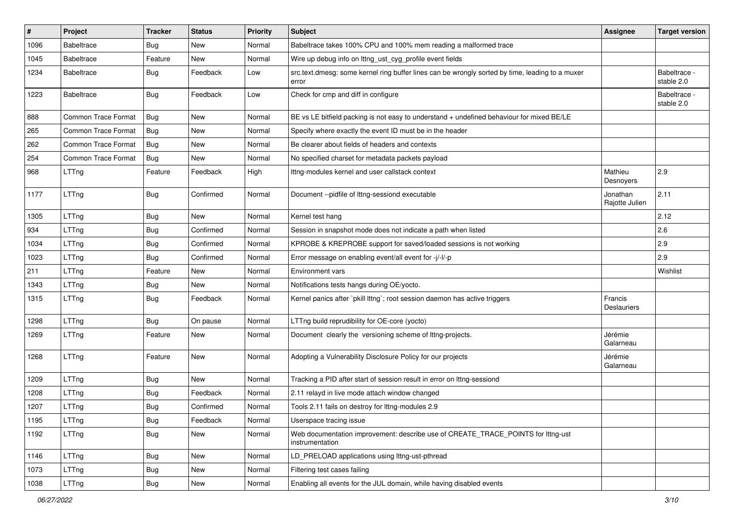| # | Project | Tracker | Status | Priority | Subject | Assignee | Target version |
|---|---|---|---|---|---|---|---|
| 1096 | Babeltrace | Bug | New | Normal | Babeltrace takes 100% CPU and 100% mem reading a malformed trace | | |
| 1045 | Babeltrace | Feature | New | Normal | Wire up debug info on lttng_ust_cyg_profile event fields | | |
| 1234 | Babeltrace | Bug | Feedback | Low | src.text.dmesg: some kernel ring buffer lines can be wrongly sorted by time, leading to a muxer error | | Babeltrace - stable 2.0 |
| 1223 | Babeltrace | Bug | Feedback | Low | Check for cmp and diff in configure | | Babeltrace - stable 2.0 |
| 888 | Common Trace Format | Bug | New | Normal | BE vs LE bitfield packing is not easy to understand + undefined behaviour for mixed BE/LE | | |
| 265 | Common Trace Format | Bug | New | Normal | Specify where exactly the event ID must be in the header | | |
| 262 | Common Trace Format | Bug | New | Normal | Be clearer about fields of headers and contexts | | |
| 254 | Common Trace Format | Bug | New | Normal | No specified charset for metadata packets payload | | |
| 968 | LTTng | Feature | Feedback | High | lttng-modules kernel and user callstack context | Mathieu Desnoyers | 2.9 |
| 1177 | LTTng | Bug | Confirmed | Normal | Document --pidfile of lttng-sessiond executable | Jonathan Rajotte Julien | 2.11 |
| 1305 | LTTng | Bug | New | Normal | Kernel test hang | | 2.12 |
| 934 | LTTng | Bug | Confirmed | Normal | Session in snapshot mode does not indicate a path when listed | | 2.6 |
| 1034 | LTTng | Bug | Confirmed | Normal | KPROBE & KREPROBE support for saved/loaded sessions is not working | | 2.9 |
| 1023 | LTTng | Bug | Confirmed | Normal | Error message on enabling event/all event for -j/-l/-p | | 2.9 |
| 211 | LTTng | Feature | New | Normal | Environment vars | | Wishlist |
| 1343 | LTTng | Bug | New | Normal | Notifications tests hangs during OE/yocto. | | |
| 1315 | LTTng | Bug | Feedback | Normal | Kernel panics after `pkill lttng`; root session daemon has active triggers | Francis Deslauriers | |
| 1298 | LTTng | Bug | On pause | Normal | LTTng build reprudibility for OE-core (yocto) | | |
| 1269 | LTTng | Feature | New | Normal | Document clearly the versioning scheme of lttng-projects. | Jérémie Galarneau | |
| 1268 | LTTng | Feature | New | Normal | Adopting a Vulnerability Disclosure Policy for our projects | Jérémie Galarneau | |
| 1209 | LTTng | Bug | New | Normal | Tracking a PID after start of session result in error on lttng-sessiond | | |
| 1208 | LTTng | Bug | Feedback | Normal | 2.11 relayd in live mode attach window changed | | |
| 1207 | LTTng | Bug | Confirmed | Normal | Tools 2.11 fails on destroy for lttng-modules 2.9 | | |
| 1195 | LTTng | Bug | Feedback | Normal | Userspace tracing issue | | |
| 1192 | LTTng | Bug | New | Normal | Web documentation improvement: describe use of CREATE_TRACE_POINTS for lttng-ust instrumentation | | |
| 1146 | LTTng | Bug | New | Normal | LD_PRELOAD applications using lttng-ust-pthread | | |
| 1073 | LTTng | Bug | New | Normal | Filtering test cases failing | | |
| 1038 | LTTng | Bug | New | Normal | Enabling all events for the JUL domain, while having disabled events | | |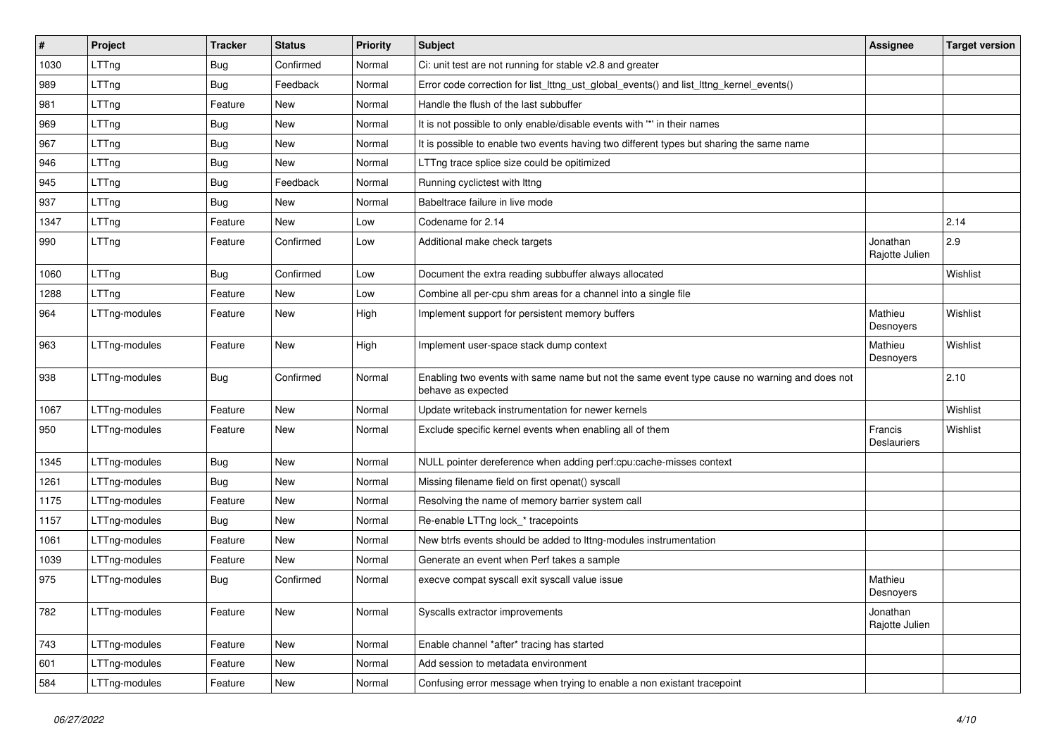| # | Project | Tracker | Status | Priority | Subject | Assignee | Target version |
|---|---|---|---|---|---|---|---|
| 1030 | LTTng | Bug | Confirmed | Normal | Ci: unit test are not running for stable v2.8 and greater | | |
| 989 | LTTng | Bug | Feedback | Normal | Error code correction for list_lttng_ust_global_events() and list_lttng_kernel_events() | | |
| 981 | LTTng | Feature | New | Normal | Handle the flush of the last subbuffer | | |
| 969 | LTTng | Bug | New | Normal | It is not possible to only enable/disable events with '*' in their names | | |
| 967 | LTTng | Bug | New | Normal | It is possible to enable two events having two different types but sharing the same name | | |
| 946 | LTTng | Bug | New | Normal | LTTng trace splice size could be opitimized | | |
| 945 | LTTng | Bug | Feedback | Normal | Running cyclictest with lttng | | |
| 937 | LTTng | Bug | New | Normal | Babeltrace failure in live mode | | |
| 1347 | LTTng | Feature | New | Low | Codename for 2.14 | | 2.14 |
| 990 | LTTng | Feature | Confirmed | Low | Additional make check targets | Jonathan Rajotte Julien | 2.9 |
| 1060 | LTTng | Bug | Confirmed | Low | Document the extra reading subbuffer always allocated | | Wishlist |
| 1288 | LTTng | Feature | New | Low | Combine all per-cpu shm areas for a channel into a single file | | |
| 964 | LTTng-modules | Feature | New | High | Implement support for persistent memory buffers | Mathieu Desnoyers | Wishlist |
| 963 | LTTng-modules | Feature | New | High | Implement user-space stack dump context | Mathieu Desnoyers | Wishlist |
| 938 | LTTng-modules | Bug | Confirmed | Normal | Enabling two events with same name but not the same event type cause no warning and does not behave as expected | | 2.10 |
| 1067 | LTTng-modules | Feature | New | Normal | Update writeback instrumentation for newer kernels | | Wishlist |
| 950 | LTTng-modules | Feature | New | Normal | Exclude specific kernel events when enabling all of them | Francis Deslauriers | Wishlist |
| 1345 | LTTng-modules | Bug | New | Normal | NULL pointer dereference when adding perf:cpu:cache-misses context | | |
| 1261 | LTTng-modules | Bug | New | Normal | Missing filename field on first openat() syscall | | |
| 1175 | LTTng-modules | Feature | New | Normal | Resolving the name of memory barrier system call | | |
| 1157 | LTTng-modules | Bug | New | Normal | Re-enable LTTng lock_* tracepoints | | |
| 1061 | LTTng-modules | Feature | New | Normal | New btrfs events should be added to lttng-modules instrumentation | | |
| 1039 | LTTng-modules | Feature | New | Normal | Generate an event when Perf takes a sample | | |
| 975 | LTTng-modules | Bug | Confirmed | Normal | execve compat syscall exit syscall value issue | Mathieu Desnoyers | |
| 782 | LTTng-modules | Feature | New | Normal | Syscalls extractor improvements | Jonathan Rajotte Julien | |
| 743 | LTTng-modules | Feature | New | Normal | Enable channel *after* tracing has started | | |
| 601 | LTTng-modules | Feature | New | Normal | Add session to metadata environment | | |
| 584 | LTTng-modules | Feature | New | Normal | Confusing error message when trying to enable a non existant tracepoint | | |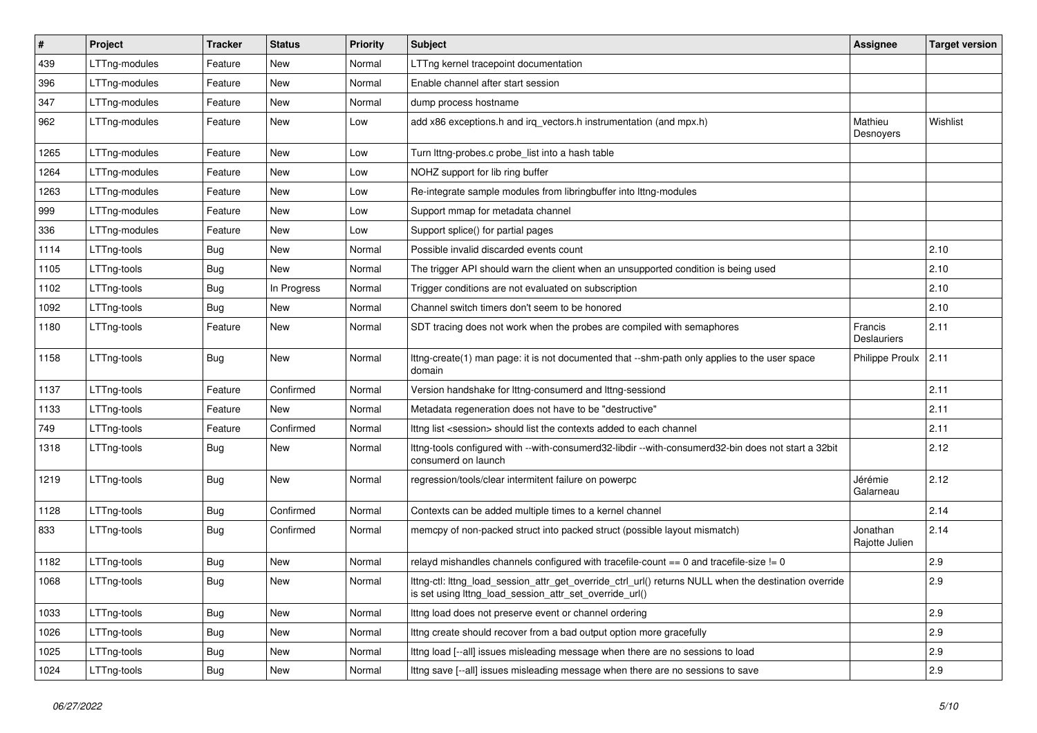| # | Project | Tracker | Status | Priority | Subject | Assignee | Target version |
|---|---|---|---|---|---|---|---|
| 439 | LTTng-modules | Feature | New | Normal | LTTng kernel tracepoint documentation | | |
| 396 | LTTng-modules | Feature | New | Normal | Enable channel after start session | | |
| 347 | LTTng-modules | Feature | New | Normal | dump process hostname | | |
| 962 | LTTng-modules | Feature | New | Low | add x86 exceptions.h and irq_vectors.h instrumentation (and mpx.h) | Mathieu Desnoyers | Wishlist |
| 1265 | LTTng-modules | Feature | New | Low | Turn lttng-probes.c probe_list into a hash table | | |
| 1264 | LTTng-modules | Feature | New | Low | NOHZ support for lib ring buffer | | |
| 1263 | LTTng-modules | Feature | New | Low | Re-integrate sample modules from libringbuffer into lttng-modules | | |
| 999 | LTTng-modules | Feature | New | Low | Support mmap for metadata channel | | |
| 336 | LTTng-modules | Feature | New | Low | Support splice() for partial pages | | |
| 1114 | LTTng-tools | Bug | New | Normal | Possible invalid discarded events count | | 2.10 |
| 1105 | LTTng-tools | Bug | New | Normal | The trigger API should warn the client when an unsupported condition is being used | | 2.10 |
| 1102 | LTTng-tools | Bug | In Progress | Normal | Trigger conditions are not evaluated on subscription | | 2.10 |
| 1092 | LTTng-tools | Bug | New | Normal | Channel switch timers don't seem to be honored | | 2.10 |
| 1180 | LTTng-tools | Feature | New | Normal | SDT tracing does not work when the probes are compiled with semaphores | Francis Deslauriers | 2.11 |
| 1158 | LTTng-tools | Bug | New | Normal | lttng-create(1) man page: it is not documented that --shm-path only applies to the user space domain | Philippe Proulx | 2.11 |
| 1137 | LTTng-tools | Feature | Confirmed | Normal | Version handshake for lttng-consumerd and lttng-sessiond | | 2.11 |
| 1133 | LTTng-tools | Feature | New | Normal | Metadata regeneration does not have to be "destructive" | | 2.11 |
| 749 | LTTng-tools | Feature | Confirmed | Normal | lttng list <session> should list the contexts added to each channel | | 2.11 |
| 1318 | LTTng-tools | Bug | New | Normal | lttng-tools configured with --with-consumerd32-libdir --with-consumerd32-bin does not start a 32bit consumerd on launch | | 2.12 |
| 1219 | LTTng-tools | Bug | New | Normal | regression/tools/clear intermitent failure on powerpc | Jérémie Galarneau | 2.12 |
| 1128 | LTTng-tools | Bug | Confirmed | Normal | Contexts can be added multiple times to a kernel channel | | 2.14 |
| 833 | LTTng-tools | Bug | Confirmed | Normal | memcpy of non-packed struct into packed struct (possible layout mismatch) | Jonathan Rajotte Julien | 2.14 |
| 1182 | LTTng-tools | Bug | New | Normal | relayd mishandles channels configured with tracefile-count == 0 and tracefile-size != 0 | | 2.9 |
| 1068 | LTTng-tools | Bug | New | Normal | lttng-ctl: lttng_load_session_attr_get_override_ctrl_url() returns NULL when the destination override is set using lttng_load_session_attr_set_override_url() | | 2.9 |
| 1033 | LTTng-tools | Bug | New | Normal | lttng load does not preserve event or channel ordering | | 2.9 |
| 1026 | LTTng-tools | Bug | New | Normal | lttng create should recover from a bad output option more gracefully | | 2.9 |
| 1025 | LTTng-tools | Bug | New | Normal | lttng load [--all] issues misleading message when there are no sessions to load | | 2.9 |
| 1024 | LTTng-tools | Bug | New | Normal | lttng save [--all] issues misleading message when there are no sessions to save | | 2.9 |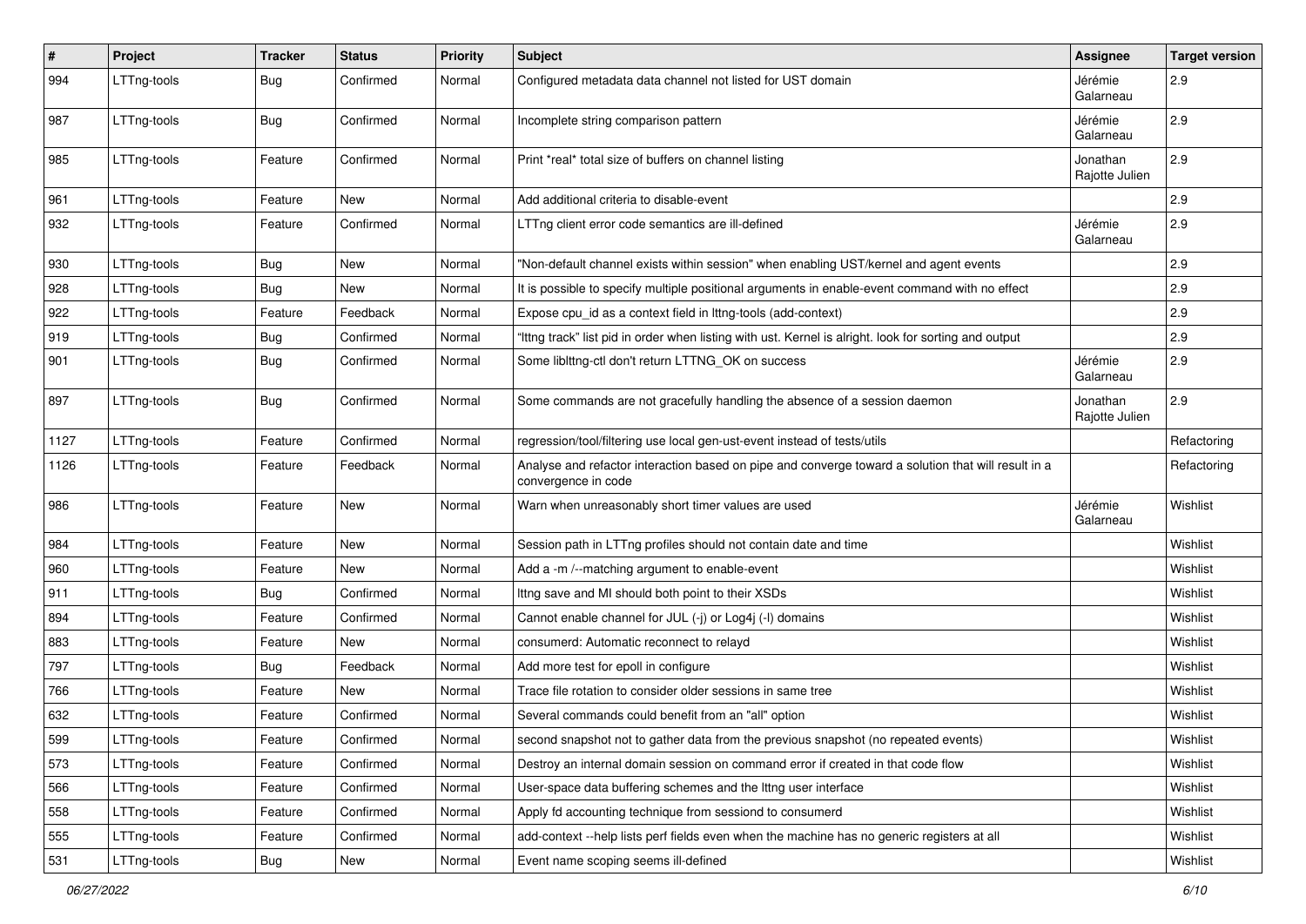| # | Project | Tracker | Status | Priority | Subject | Assignee | Target version |
|---|---|---|---|---|---|---|---|
| 994 | LTTng-tools | Bug | Confirmed | Normal | Configured metadata data channel not listed for UST domain | Jérémie Galarneau | 2.9 |
| 987 | LTTng-tools | Bug | Confirmed | Normal | Incomplete string comparison pattern | Jérémie Galarneau | 2.9 |
| 985 | LTTng-tools | Feature | Confirmed | Normal | Print *real* total size of buffers on channel listing | Jonathan Rajotte Julien | 2.9 |
| 961 | LTTng-tools | Feature | New | Normal | Add additional criteria to disable-event | | 2.9 |
| 932 | LTTng-tools | Feature | Confirmed | Normal | LTTng client error code semantics are ill-defined | Jérémie Galarneau | 2.9 |
| 930 | LTTng-tools | Bug | New | Normal | "Non-default channel exists within session" when enabling UST/kernel and agent events | | 2.9 |
| 928 | LTTng-tools | Bug | New | Normal | It is possible to specify multiple positional arguments in enable-event command with no effect | | 2.9 |
| 922 | LTTng-tools | Feature | Feedback | Normal | Expose cpu_id as a context field in lttng-tools (add-context) | | 2.9 |
| 919 | LTTng-tools | Bug | Confirmed | Normal | "lttng track" list pid in order when listing with ust. Kernel is alright. look for sorting and output | | 2.9 |
| 901 | LTTng-tools | Bug | Confirmed | Normal | Some liblttng-ctl don't return LTTNG_OK on success | Jérémie Galarneau | 2.9 |
| 897 | LTTng-tools | Bug | Confirmed | Normal | Some commands are not gracefully handling the absence of a session daemon | Jonathan Rajotte Julien | 2.9 |
| 1127 | LTTng-tools | Feature | Confirmed | Normal | regression/tool/filtering use local gen-ust-event instead of tests/utils | | Refactoring |
| 1126 | LTTng-tools | Feature | Feedback | Normal | Analyse and refactor interaction based on pipe and converge toward a solution that will result in a convergence in code | | Refactoring |
| 986 | LTTng-tools | Feature | New | Normal | Warn when unreasonably short timer values are used | Jérémie Galarneau | Wishlist |
| 984 | LTTng-tools | Feature | New | Normal | Session path in LTTng profiles should not contain date and time | | Wishlist |
| 960 | LTTng-tools | Feature | New | Normal | Add a -m /--matching argument to enable-event | | Wishlist |
| 911 | LTTng-tools | Bug | Confirmed | Normal | lttng save and MI should both point to their XSDs | | Wishlist |
| 894 | LTTng-tools | Feature | Confirmed | Normal | Cannot enable channel for JUL (-j) or Log4j (-l) domains | | Wishlist |
| 883 | LTTng-tools | Feature | New | Normal | consumerd: Automatic reconnect to relayd | | Wishlist |
| 797 | LTTng-tools | Bug | Feedback | Normal | Add more test for epoll in configure | | Wishlist |
| 766 | LTTng-tools | Feature | New | Normal | Trace file rotation to consider older sessions in same tree | | Wishlist |
| 632 | LTTng-tools | Feature | Confirmed | Normal | Several commands could benefit from an "all" option | | Wishlist |
| 599 | LTTng-tools | Feature | Confirmed | Normal | second snapshot not to gather data from the previous snapshot (no repeated events) | | Wishlist |
| 573 | LTTng-tools | Feature | Confirmed | Normal | Destroy an internal domain session on command error if created in that code flow | | Wishlist |
| 566 | LTTng-tools | Feature | Confirmed | Normal | User-space data buffering schemes and the lttng user interface | | Wishlist |
| 558 | LTTng-tools | Feature | Confirmed | Normal | Apply fd accounting technique from sessiond to consumerd | | Wishlist |
| 555 | LTTng-tools | Feature | Confirmed | Normal | add-context --help lists perf fields even when the machine has no generic registers at all | | Wishlist |
| 531 | LTTng-tools | Bug | New | Normal | Event name scoping seems ill-defined | | Wishlist |

*06/27/2022*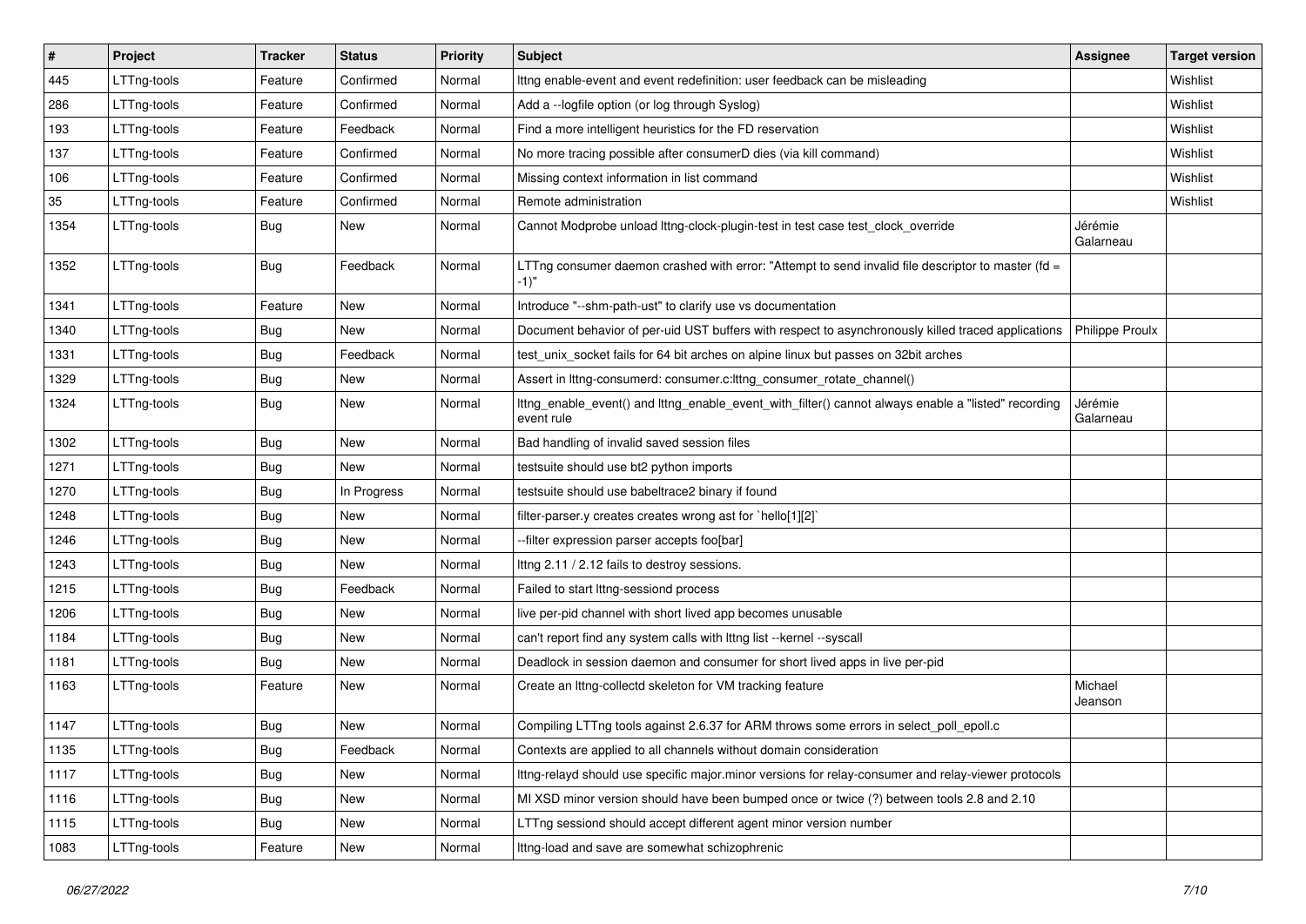| # | Project | Tracker | Status | Priority | Subject | Assignee | Target version |
|---|---|---|---|---|---|---|---|
| 445 | LTTng-tools | Feature | Confirmed | Normal | lttng enable-event and event redefinition: user feedback can be misleading | | Wishlist |
| 286 | LTTng-tools | Feature | Confirmed | Normal | Add a --logfile option (or log through Syslog) | | Wishlist |
| 193 | LTTng-tools | Feature | Feedback | Normal | Find a more intelligent heuristics for the FD reservation | | Wishlist |
| 137 | LTTng-tools | Feature | Confirmed | Normal | No more tracing possible after consumerD dies (via kill command) | | Wishlist |
| 106 | LTTng-tools | Feature | Confirmed | Normal | Missing context information in list command | | Wishlist |
| 35 | LTTng-tools | Feature | Confirmed | Normal | Remote administration | | Wishlist |
| 1354 | LTTng-tools | Bug | New | Normal | Cannot Modprobe unload lttng-clock-plugin-test in test case test_clock_override | Jérémie Galarneau | |
| 1352 | LTTng-tools | Bug | Feedback | Normal | LTTng consumer daemon crashed with error: "Attempt to send invalid file descriptor to master (fd = -1)" | | |
| 1341 | LTTng-tools | Feature | New | Normal | Introduce "--shm-path-ust" to clarify use vs documentation | | |
| 1340 | LTTng-tools | Bug | New | Normal | Document behavior of per-uid UST buffers with respect to asynchronously killed traced applications | Philippe Proulx | |
| 1331 | LTTng-tools | Bug | Feedback | Normal | test_unix_socket fails for 64 bit arches on alpine linux but passes on 32bit arches | | |
| 1329 | LTTng-tools | Bug | New | Normal | Assert in lttng-consumerd: consumer.c:lttng_consumer_rotate_channel() | | |
| 1324 | LTTng-tools | Bug | New | Normal | lttng_enable_event() and lttng_enable_event_with_filter() cannot always enable a "listed" recording event rule | Jérémie Galarneau | |
| 1302 | LTTng-tools | Bug | New | Normal | Bad handling of invalid saved session files | | |
| 1271 | LTTng-tools | Bug | New | Normal | testsuite should use bt2 python imports | | |
| 1270 | LTTng-tools | Bug | In Progress | Normal | testsuite should use babeltrace2 binary if found | | |
| 1248 | LTTng-tools | Bug | New | Normal | filter-parser.y creates creates wrong ast for `hello[1][2]` | | |
| 1246 | LTTng-tools | Bug | New | Normal | --filter expression parser accepts foo[bar] | | |
| 1243 | LTTng-tools | Bug | New | Normal | lttng 2.11 / 2.12 fails to destroy sessions. | | |
| 1215 | LTTng-tools | Bug | Feedback | Normal | Failed to start lttng-sessiond process | | |
| 1206 | LTTng-tools | Bug | New | Normal | live per-pid channel with short lived app becomes unusable | | |
| 1184 | LTTng-tools | Bug | New | Normal | can't report find any system calls with lttng list --kernel --syscall | | |
| 1181 | LTTng-tools | Bug | New | Normal | Deadlock in session daemon and consumer for short lived apps in live per-pid | | |
| 1163 | LTTng-tools | Feature | New | Normal | Create an lttng-collectd skeleton for VM tracking feature | Michael Jeanson | |
| 1147 | LTTng-tools | Bug | New | Normal | Compiling LTTng tools against 2.6.37 for ARM throws some errors in select_poll_epoll.c | | |
| 1135 | LTTng-tools | Bug | Feedback | Normal | Contexts are applied to all channels without domain consideration | | |
| 1117 | LTTng-tools | Bug | New | Normal | lttng-relayd should use specific major.minor versions for relay-consumer and relay-viewer protocols | | |
| 1116 | LTTng-tools | Bug | New | Normal | MI XSD minor version should have been bumped once or twice (?) between tools 2.8 and 2.10 | | |
| 1115 | LTTng-tools | Bug | New | Normal | LTTng sessiond should accept different agent minor version number | | |
| 1083 | LTTng-tools | Feature | New | Normal | lttng-load and save are somewhat schizophrenic | | |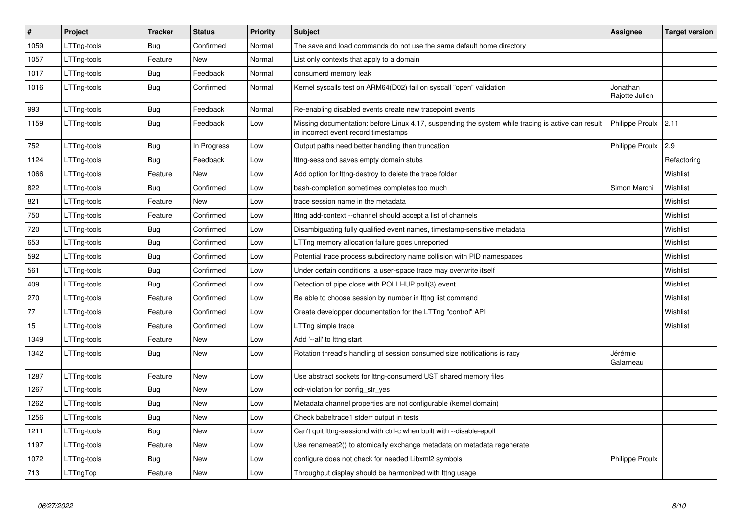| # | Project | Tracker | Status | Priority | Subject | Assignee | Target version |
|---|---|---|---|---|---|---|---|
| 1059 | LTTng-tools | Bug | Confirmed | Normal | The save and load commands do not use the same default home directory | | |
| 1057 | LTTng-tools | Feature | New | Normal | List only contexts that apply to a domain | | |
| 1017 | LTTng-tools | Bug | Feedback | Normal | consumerd memory leak | | |
| 1016 | LTTng-tools | Bug | Confirmed | Normal | Kernel syscalls test on ARM64(D02) fail on syscall "open" validation | Jonathan Rajotte Julien | |
| 993 | LTTng-tools | Bug | Feedback | Normal | Re-enabling disabled events create new tracepoint events | | |
| 1159 | LTTng-tools | Bug | Feedback | Low | Missing documentation: before Linux 4.17, suspending the system while tracing is active can result in incorrect event record timestamps | Philippe Proulx | 2.11 |
| 752 | LTTng-tools | Bug | In Progress | Low | Output paths need better handling than truncation | Philippe Proulx | 2.9 |
| 1124 | LTTng-tools | Bug | Feedback | Low | lttng-sessiond saves empty domain stubs | | Refactoring |
| 1066 | LTTng-tools | Feature | New | Low | Add option for lttng-destroy to delete the trace folder | | Wishlist |
| 822 | LTTng-tools | Bug | Confirmed | Low | bash-completion sometimes completes too much | Simon Marchi | Wishlist |
| 821 | LTTng-tools | Feature | New | Low | trace session name in the metadata | | Wishlist |
| 750 | LTTng-tools | Feature | Confirmed | Low | lttng add-context --channel should accept a list of channels | | Wishlist |
| 720 | LTTng-tools | Bug | Confirmed | Low | Disambiguating fully qualified event names, timestamp-sensitive metadata | | Wishlist |
| 653 | LTTng-tools | Bug | Confirmed | Low | LTTng memory allocation failure goes unreported | | Wishlist |
| 592 | LTTng-tools | Bug | Confirmed | Low | Potential trace process subdirectory name collision with PID namespaces | | Wishlist |
| 561 | LTTng-tools | Bug | Confirmed | Low | Under certain conditions, a user-space trace may overwrite itself | | Wishlist |
| 409 | LTTng-tools | Bug | Confirmed | Low | Detection of pipe close with POLLHUP poll(3) event | | Wishlist |
| 270 | LTTng-tools | Feature | Confirmed | Low | Be able to choose session by number in lttng list command | | Wishlist |
| 77 | LTTng-tools | Feature | Confirmed | Low | Create developper documentation for the LTTng "control" API | | Wishlist |
| 15 | LTTng-tools | Feature | Confirmed | Low | LTTng simple trace | | Wishlist |
| 1349 | LTTng-tools | Feature | New | Low | Add '--all' to lttng start | | |
| 1342 | LTTng-tools | Bug | New | Low | Rotation thread's handling of session consumed size notifications is racy | Jérémie Galarneau | |
| 1287 | LTTng-tools | Feature | New | Low | Use abstract sockets for lttng-consumerd UST shared memory files | | |
| 1267 | LTTng-tools | Bug | New | Low | odr-violation for config_str_yes | | |
| 1262 | LTTng-tools | Bug | New | Low | Metadata channel properties are not configurable (kernel domain) | | |
| 1256 | LTTng-tools | Bug | New | Low | Check babeltrace1 stderr output in tests | | |
| 1211 | LTTng-tools | Bug | New | Low | Can't quit lttng-sessiond with ctrl-c when built with --disable-epoll | | |
| 1197 | LTTng-tools | Feature | New | Low | Use renameat2() to atomically exchange metadata on metadata regenerate | | |
| 1072 | LTTng-tools | Bug | New | Low | configure does not check for needed Libxml2 symbols | Philippe Proulx | |
| 713 | LTTngTop | Feature | New | Low | Throughput display should be harmonized with lttng usage | | |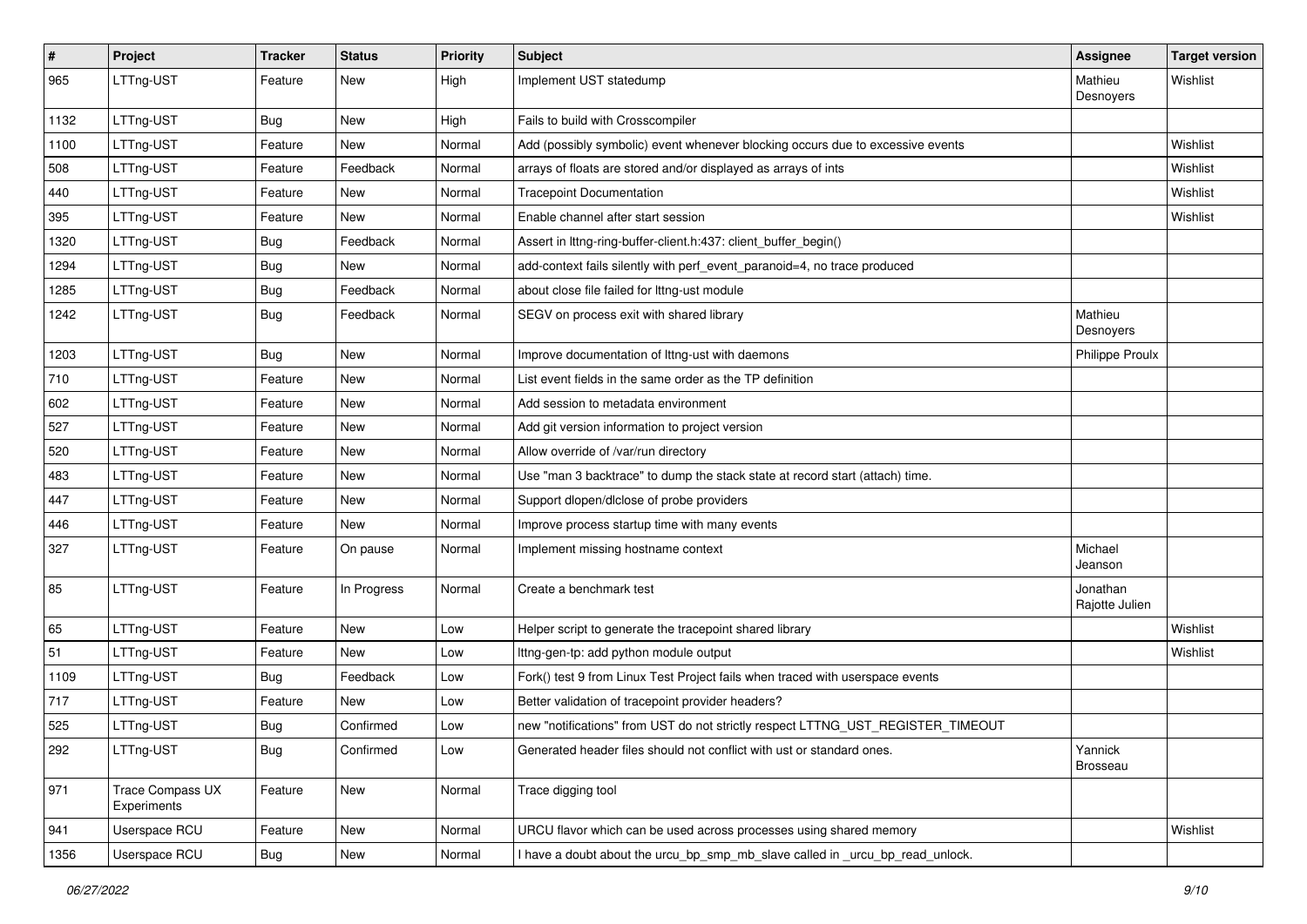| # | Project | Tracker | Status | Priority | Subject | Assignee | Target version |
|---|---|---|---|---|---|---|---|
| 965 | LTTng-UST | Feature | New | High | Implement UST statedump | Mathieu Desnoyers | Wishlist |
| 1132 | LTTng-UST | Bug | New | High | Fails to build with Crosscompiler | | |
| 1100 | LTTng-UST | Feature | New | Normal | Add (possibly symbolic) event whenever blocking occurs due to excessive events | | Wishlist |
| 508 | LTTng-UST | Feature | Feedback | Normal | arrays of floats are stored and/or displayed as arrays of ints | | Wishlist |
| 440 | LTTng-UST | Feature | New | Normal | Tracepoint Documentation | | Wishlist |
| 395 | LTTng-UST | Feature | New | Normal | Enable channel after start session | | Wishlist |
| 1320 | LTTng-UST | Bug | Feedback | Normal | Assert in lttng-ring-buffer-client.h:437: client_buffer_begin() | | |
| 1294 | LTTng-UST | Bug | New | Normal | add-context fails silently with perf_event_paranoid=4, no trace produced | | |
| 1285 | LTTng-UST | Bug | Feedback | Normal | about close file failed for lttng-ust module | | |
| 1242 | LTTng-UST | Bug | Feedback | Normal | SEGV on process exit with shared library | Mathieu Desnoyers | |
| 1203 | LTTng-UST | Bug | New | Normal | Improve documentation of lttng-ust with daemons | Philippe Proulx | |
| 710 | LTTng-UST | Feature | New | Normal | List event fields in the same order as the TP definition | | |
| 602 | LTTng-UST | Feature | New | Normal | Add session to metadata environment | | |
| 527 | LTTng-UST | Feature | New | Normal | Add git version information to project version | | |
| 520 | LTTng-UST | Feature | New | Normal | Allow override of /var/run directory | | |
| 483 | LTTng-UST | Feature | New | Normal | Use "man 3 backtrace" to dump the stack state at record start (attach) time. | | |
| 447 | LTTng-UST | Feature | New | Normal | Support dlopen/dlclose of probe providers | | |
| 446 | LTTng-UST | Feature | New | Normal | Improve process startup time with many events | | |
| 327 | LTTng-UST | Feature | On pause | Normal | Implement missing hostname context | Michael Jeanson | |
| 85 | LTTng-UST | Feature | In Progress | Normal | Create a benchmark test | Jonathan Rajotte Julien | |
| 65 | LTTng-UST | Feature | New | Low | Helper script to generate the tracepoint shared library | | Wishlist |
| 51 | LTTng-UST | Feature | New | Low | lttng-gen-tp: add python module output | | Wishlist |
| 1109 | LTTng-UST | Bug | Feedback | Low | Fork() test 9 from Linux Test Project fails when traced with userspace events | | |
| 717 | LTTng-UST | Feature | New | Low | Better validation of tracepoint provider headers? | | |
| 525 | LTTng-UST | Bug | Confirmed | Low | new "notifications" from UST do not strictly respect LTTNG_UST_REGISTER_TIMEOUT | | |
| 292 | LTTng-UST | Bug | Confirmed | Low | Generated header files should not conflict with ust or standard ones. | Yannick Brosseau | |
| 971 | Trace Compass UX Experiments | Feature | New | Normal | Trace digging tool | | |
| 941 | Userspace RCU | Feature | New | Normal | URCU flavor which can be used across processes using shared memory | | Wishlist |
| 1356 | Userspace RCU | Bug | New | Normal | I have a doubt about the urcu_bp_smp_mb_slave called in _urcu_bp_read_unlock. | | |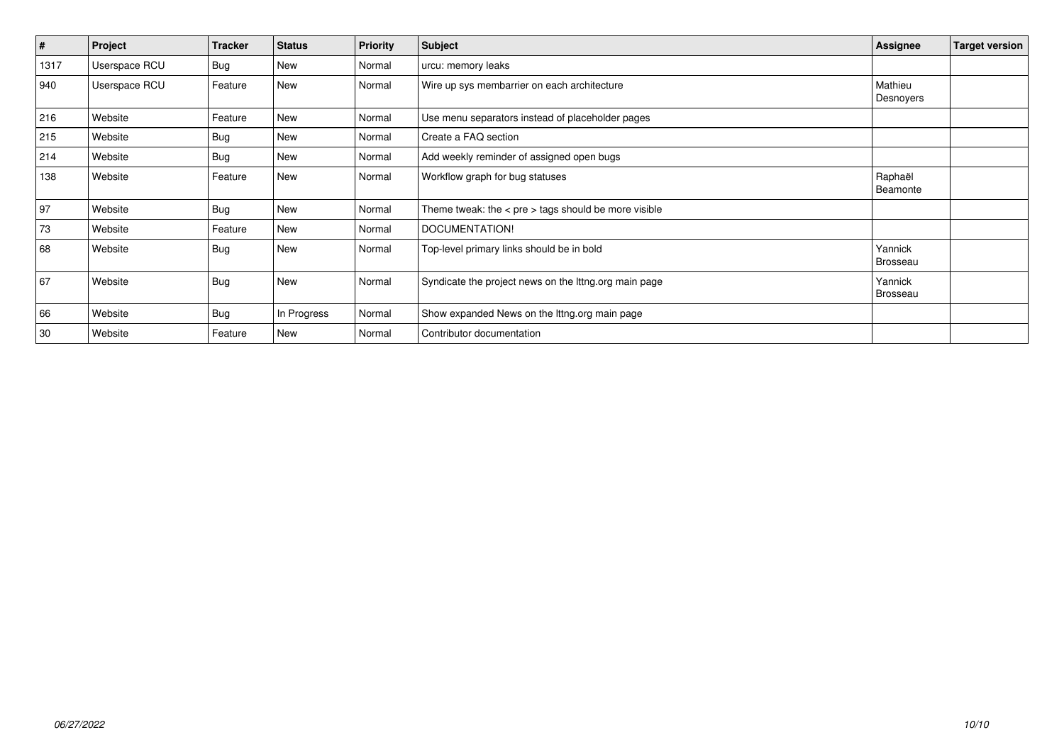| # | Project | Tracker | Status | Priority | Subject | Assignee | Target version |
|---|---|---|---|---|---|---|---|
| 1317 | Userspace RCU | Bug | New | Normal | urcu: memory leaks | | |
| 940 | Userspace RCU | Feature | New | Normal | Wire up sys membarrier on each architecture | Mathieu Desnoyers | |
| 216 | Website | Feature | New | Normal | Use menu separators instead of placeholder pages | | |
| 215 | Website | Bug | New | Normal | Create a FAQ section | | |
| 214 | Website | Bug | New | Normal | Add weekly reminder of assigned open bugs | | |
| 138 | Website | Feature | New | Normal | Workflow graph for bug statuses | Raphaël Beamonte | |
| 97 | Website | Bug | New | Normal | Theme tweak: the < pre > tags should be more visible | | |
| 73 | Website | Feature | New | Normal | DOCUMENTATION! | | |
| 68 | Website | Bug | New | Normal | Top-level primary links should be in bold | Yannick Brosseau | |
| 67 | Website | Bug | New | Normal | Syndicate the project news on the lttng.org main page | Yannick Brosseau | |
| 66 | Website | Bug | In Progress | Normal | Show expanded News on the lttng.org main page | | |
| 30 | Website | Feature | New | Normal | Contributor documentation | | |